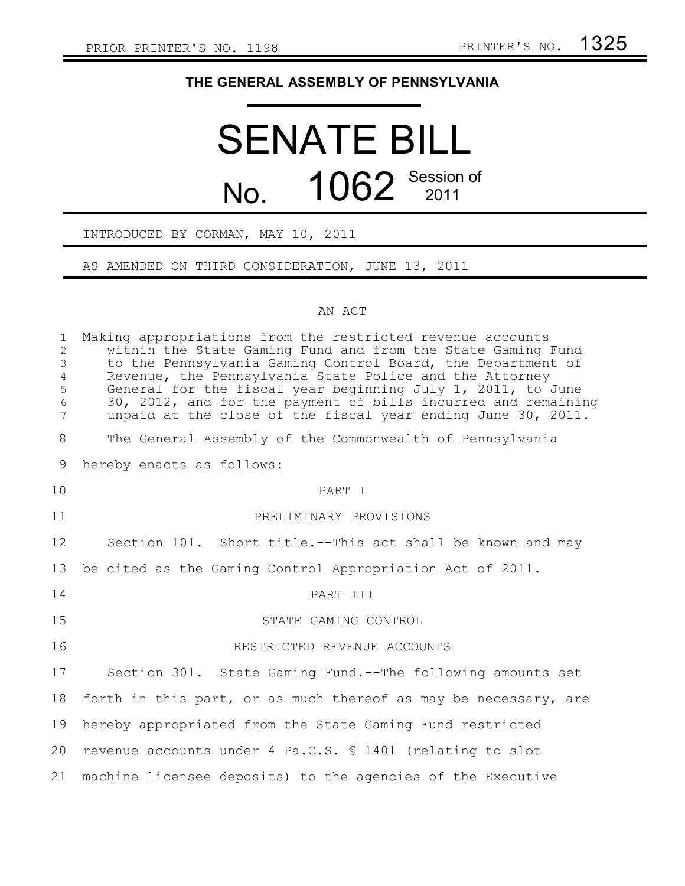PRIOR PRINTER'S NO. 1198 PRINTER'S NO. 1325

# THE GENERAL ASSEMBLY OF PENNSYLVANIA

# SENATE BILL

## No. 1062 Session of 2011

INTRODUCED BY CORMAN, MAY 10, 2011

AS AMENDED ON THIRD CONSIDERATION, JUNE 13, 2011

AN ACT

Making appropriations from the restricted revenue accounts within the State Gaming Fund and from the State Gaming Fund to the Pennsylvania Gaming Control Board, the Department of Revenue, the Pennsylvania State Police and the Attorney General for the fiscal year beginning July 1, 2011, to June 30, 2012, and for the payment of bills incurred and remaining unpaid at the close of the fiscal year ending June 30, 2011.

The General Assembly of the Commonwealth of Pennsylvania hereby enacts as follows:

PART I

PRELIMINARY PROVISIONS

Section 101. Short title.--This act shall be known and may be cited as the Gaming Control Appropriation Act of 2011.

PART III

STATE GAMING CONTROL

RESTRICTED REVENUE ACCOUNTS

Section 301. State Gaming Fund.--The following amounts set forth in this part, or as much thereof as may be necessary, are hereby appropriated from the State Gaming Fund restricted revenue accounts under 4 Pa.C.S. § 1401 (relating to slot machine licensee deposits) to the agencies of the Executive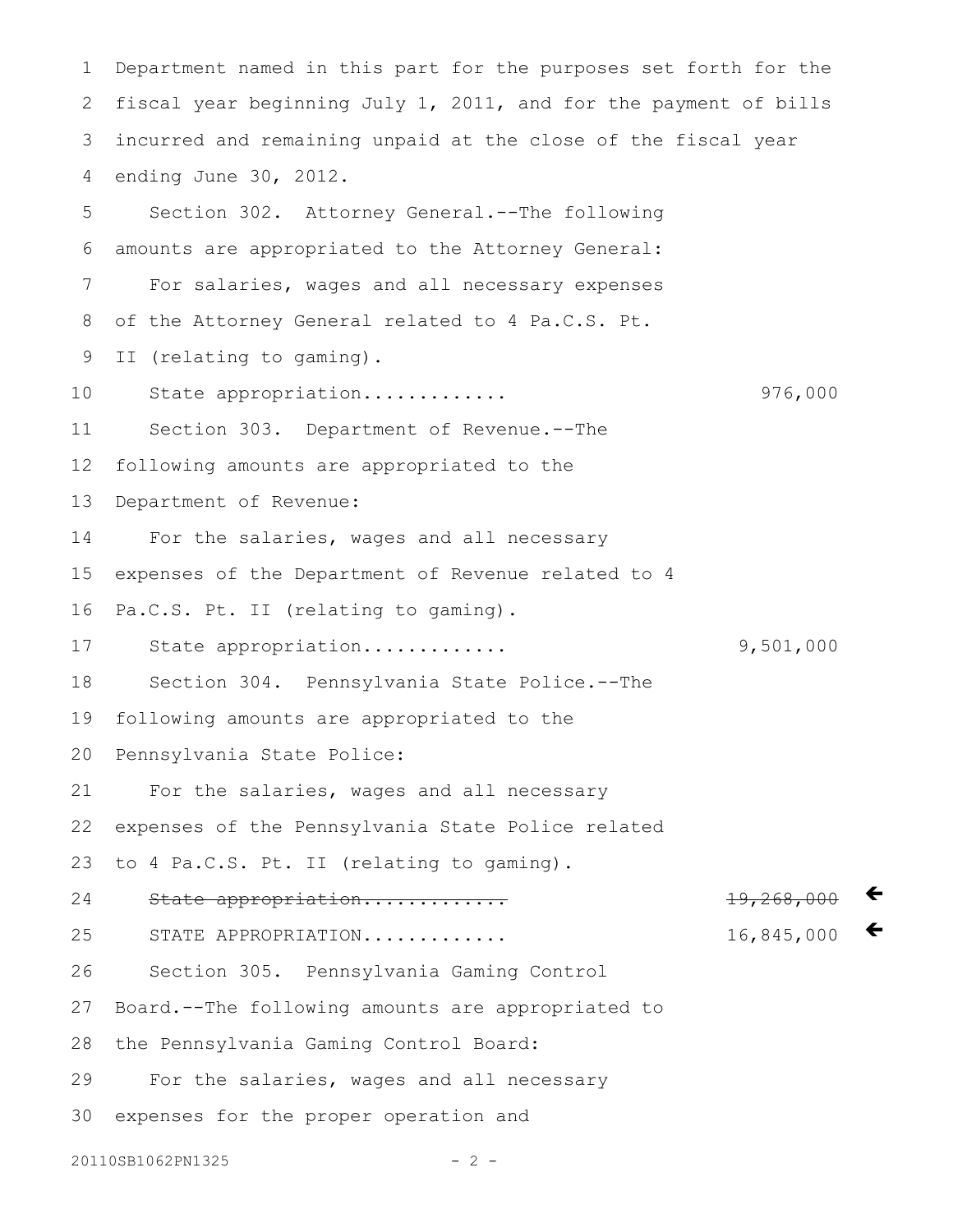Department named in this part for the purposes set forth for the fiscal year beginning July 1, 2011, and for the payment of bills incurred and remaining unpaid at the close of the fiscal year ending June 30, 2012.

Section 302. Attorney General.--The following amounts are appropriated to the Attorney General:

For salaries, wages and all necessary expenses of the Attorney General related to 4 Pa.C.S. Pt. II (relating to gaming).

State appropriation............ 976,000

Section 303. Department of Revenue.--The following amounts are appropriated to the Department of Revenue:

For the salaries, wages and all necessary expenses of the Department of Revenue related to 4 Pa.C.S. Pt. II (relating to gaming).

State appropriation............ 9,501,000

Section 304. Pennsylvania State Police.--The following amounts are appropriated to the Pennsylvania State Police:

For the salaries, wages and all necessary expenses of the Pennsylvania State Police related to 4 Pa.C.S. Pt. II (relating to gaming).

~~State appropriation............ 19,268,000~~

STATE APPROPRIATION............ 16,845,000

Section 305. Pennsylvania Gaming Control Board.--The following amounts are appropriated to the Pennsylvania Gaming Control Board:

For the salaries, wages and all necessary expenses for the proper operation and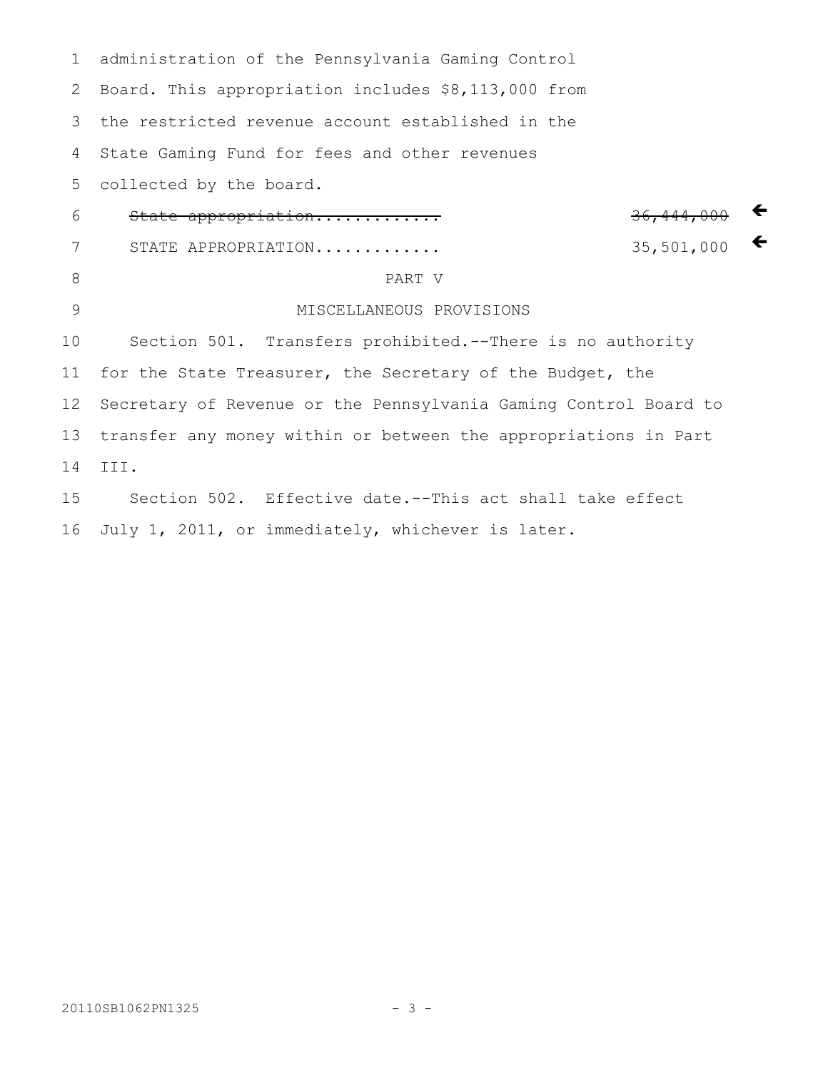administration of the Pennsylvania Gaming Control Board. This appropriation includes $8,113,000 from the restricted revenue account established in the State Gaming Fund for fees and other revenues collected by the board.

~~State appropriation............. 36,444,000~~

STATE APPROPRIATION............. 35,501,000

## PART V

## MISCELLANEOUS PROVISIONS

Section 501. Transfers prohibited.--There is no authority for the State Treasurer, the Secretary of the Budget, the Secretary of Revenue or the Pennsylvania Gaming Control Board to transfer any money within or between the appropriations in Part III.

Section 502. Effective date.--This act shall take effect July 1, 2011, or immediately, whichever is later.